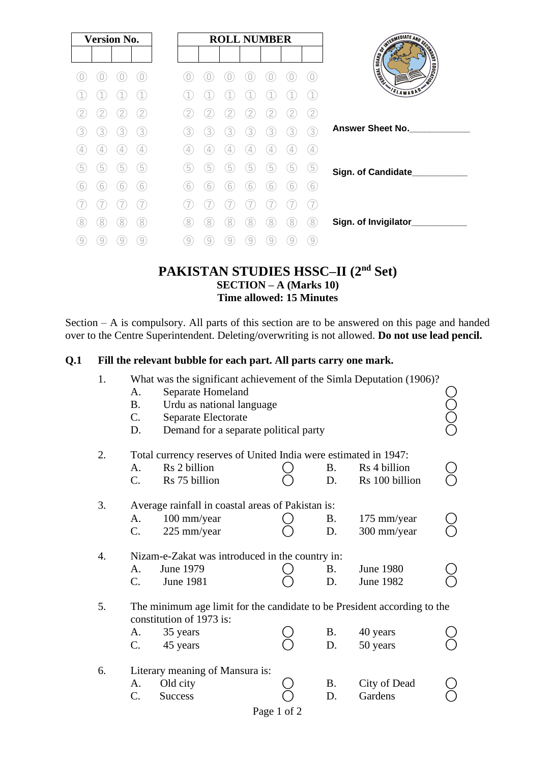| Version No. | | | |
|---|---|---|---|
| | | | |

| ROLL NUMBER | | | | | | |
|---|---|---|---|---|---|---|
| | | | | | | |

Answer Sheet No.____________

Sign. of Candidate___________

Sign. of Invigilator___________

# PAKISTAN STUDIES HSSC–II (2nd Set)

**SECTION – A (Marks 10)**
**Time allowed: 15 Minutes**

Section – A is compulsory. All parts of this section are to be answered on this page and handed over to the Centre Superintendent. Deleting/overwriting is not allowed. **Do not use lead pencil.**

**Q.1 Fill the relevant bubble for each part. All parts carry one mark.**

1. What was the significant achievement of the Simla Deputation (1906)?
   - A. Separate Homeland ◯
   - B. Urdu as national language ◯
   - C. Separate Electorate ◯
   - D. Demand for a separate political party ◯

2. Total currency reserves of United India were estimated in 1947:
   - A. Rs 2 billion ◯
   - B. Rs 4 billion ◯
   - C. Rs 75 billion ◯
   - D. Rs 100 billion ◯

3. Average rainfall in coastal areas of Pakistan is:
   - A. 100 mm/year ◯
   - B. 175 mm/year ◯
   - C. 225 mm/year ◯
   - D. 300 mm/year ◯

4. Nizam-e-Zakat was introduced in the country in:
   - A. June 1979 ◯
   - B. June 1980 ◯
   - C. June 1981 ◯
   - D. June 1982 ◯

5. The minimum age limit for the candidate to be President according to the constitution of 1973 is:
   - A. 35 years ◯
   - B. 40 years ◯
   - C. 45 years ◯
   - D. 50 years ◯

6. Literary meaning of Mansura is:
   - A. Old city ◯
   - B. City of Dead ◯
   - C. Success ◯
   - D. Gardens ◯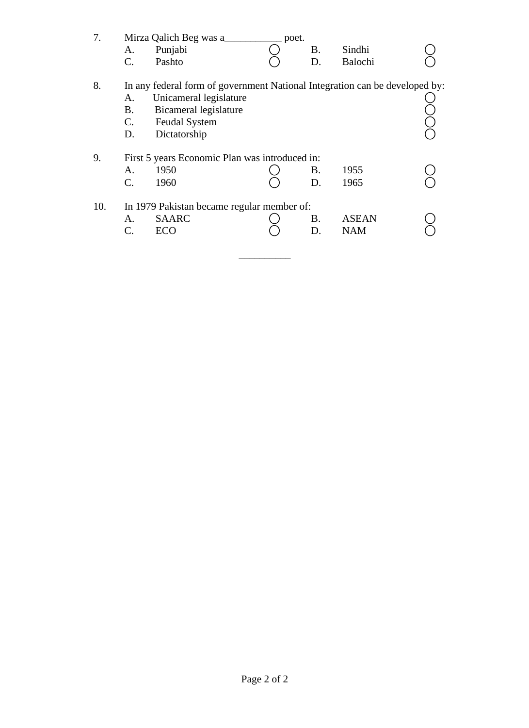7. Mirza Qalich Beg was a___________ poet.

| | | | |
|---|---|---|---|
| A. | Punjabi | B. | Sindhi |
| C. | Pashto | D. | Balochi |

8. In any federal form of government National Integration can be developed by:

   A. Unicameral legislature
   B. Bicameral legislature
   C. Feudal System
   D. Dictatorship

9. First 5 years Economic Plan was introduced in:

| | | | |
|---|---|---|---|
| A. | 1950 | B. | 1955 |
| C. | 1960 | D. | 1965 |

10. In 1979 Pakistan became regular member of:

| | | | |
|---|---|---|---|
| A. | SAARC | B. | ASEAN |
| C. | ECO | D. | NAM |

__________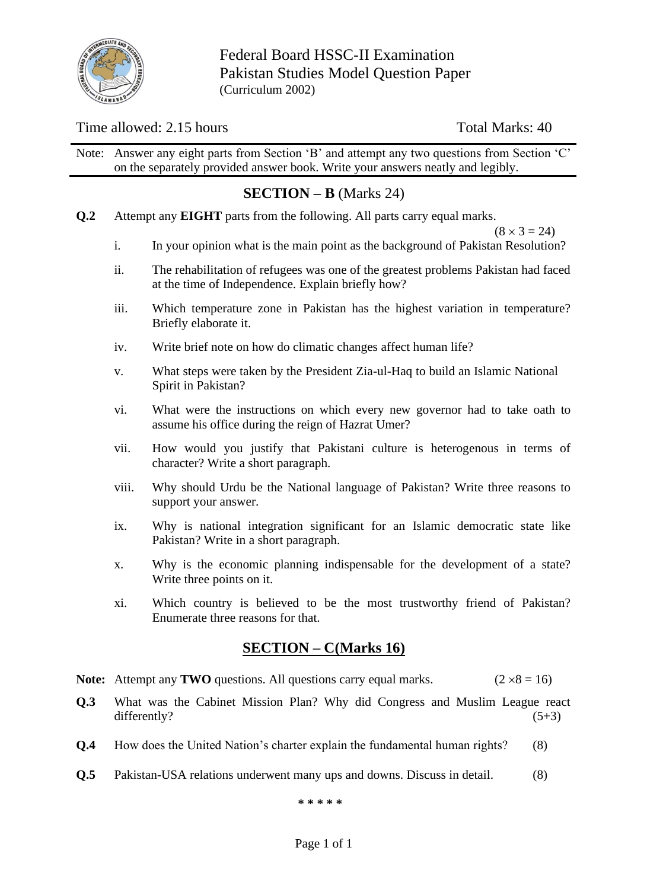Federal Board HSSC-II Examination
Pakistan Studies Model Question Paper
(Curriculum 2002)

Time allowed: 2.15 hours Total Marks: 40

Note: Answer any eight parts from Section 'B' and attempt any two questions from Section 'C' on the separately provided answer book. Write your answers neatly and legibly.

## SECTION – B (Marks 24)

**Q.2** Attempt any **EIGHT** parts from the following. All parts carry equal marks. (8 × 3 = 24)

i. In your opinion what is the main point as the background of Pakistan Resolution?

ii. The rehabilitation of refugees was one of the greatest problems Pakistan had faced at the time of Independence. Explain briefly how?

iii. Which temperature zone in Pakistan has the highest variation in temperature? Briefly elaborate it.

iv. Write brief note on how do climatic changes affect human life?

v. What steps were taken by the President Zia-ul-Haq to build an Islamic National Spirit in Pakistan?

vi. What were the instructions on which every new governor had to take oath to assume his office during the reign of Hazrat Umer?

vii. How would you justify that Pakistani culture is heterogenous in terms of character? Write a short paragraph.

viii. Why should Urdu be the National language of Pakistan? Write three reasons to support your answer.

ix. Why is national integration significant for an Islamic democratic state like Pakistan? Write in a short paragraph.

x. Why is the economic planning indispensable for the development of a state? Write three points on it.

xi. Which country is believed to be the most trustworthy friend of Pakistan? Enumerate three reasons for that.

## SECTION – C(Marks 16)

**Note:** Attempt any **TWO** questions. All questions carry equal marks. (2 ×8 = 16)

**Q.3** What was the Cabinet Mission Plan? Why did Congress and Muslim League react differently? (5+3)

**Q.4** How does the United Nation's charter explain the fundamental human rights? (8)

**Q.5** Pakistan-USA relations underwent many ups and downs. Discuss in detail. (8)

* * * * *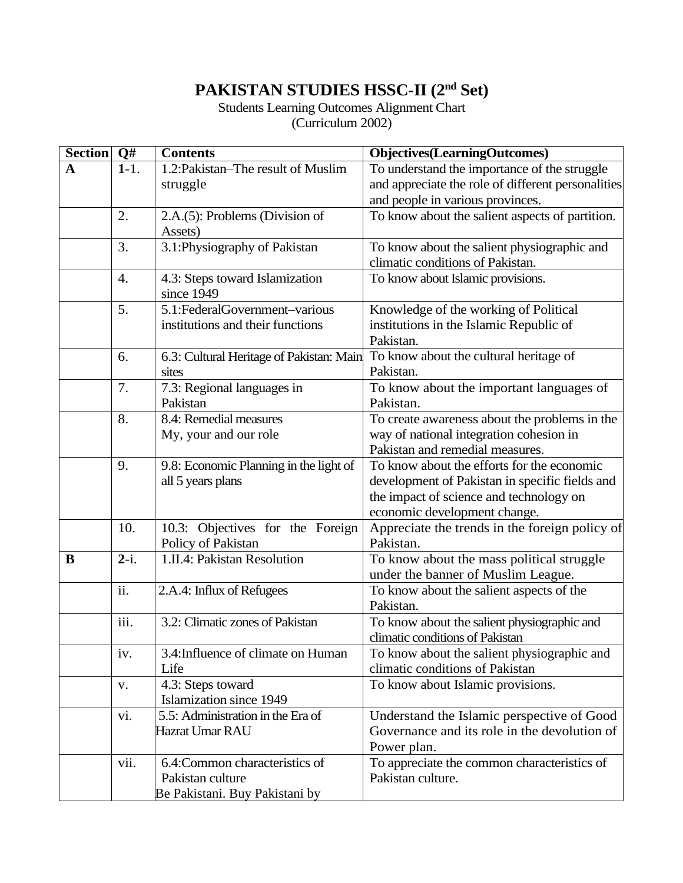# PAKISTAN STUDIES HSSC-II (2nd Set)

Students Learning Outcomes Alignment Chart
(Curriculum 2002)

| Section | Q# | Contents | Objectives(LearningOutcomes) |
|---|---|---|---|
| **A** | **1**-1. | 1.2:Pakistan–The result of Muslim struggle | To understand the importance of the struggle and appreciate the role of different personalities and people in various provinces. |
| | 2. | 2.A.(5): Problems (Division of Assets) | To know about the salient aspects of partition. |
| | 3. | 3.1:Physiography of Pakistan | To know about the salient physiographic and climatic conditions of Pakistan. |
| | 4. | 4.3: Steps toward Islamization since 1949 | To know about Islamic provisions. |
| | 5. | 5.1:FederalGovernment–various institutions and their functions | Knowledge of the working of Political institutions in the Islamic Republic of Pakistan. |
| | 6. | 6.3: Cultural Heritage of Pakistan: Main sites | To know about the cultural heritage of Pakistan. |
| | 7. | 7.3: Regional languages in Pakistan | To know about the important languages of Pakistan. |
| | 8. | 8.4: Remedial measures My, your and our role | To create awareness about the problems in the way of national integration cohesion in Pakistan and remedial measures. |
| | 9. | 9.8: Economic Planning in the light of all 5 years plans | To know about the efforts for the economic development of Pakistan in specific fields and the impact of science and technology on economic development change. |
| | 10. | 10.3: Objectives for the Foreign Policy of Pakistan | Appreciate the trends in the foreign policy of Pakistan. |
| **B** | **2**-i. | 1.II.4: Pakistan Resolution | To know about the mass political struggle under the banner of Muslim League. |
| | ii. | 2.A.4: Influx of Refugees | To know about the salient aspects of the Pakistan. |
| | iii. | 3.2: Climatic zones of Pakistan | To know about the salient physiographic and climatic conditions of Pakistan |
| | iv. | 3.4:Influence of climate on Human Life | To know about the salient physiographic and climatic conditions of Pakistan |
| | v. | 4.3: Steps toward Islamization since 1949 | To know about Islamic provisions. |
| | vi. | 5.5: Administration in the Era of Hazrat Umar RAU | Understand the Islamic perspective of Good Governance and its role in the devolution of Power plan. |
| | vii. | 6.4:Common characteristics of Pakistan culture Be Pakistani. Buy Pakistani by | To appreciate the common characteristics of Pakistan culture. |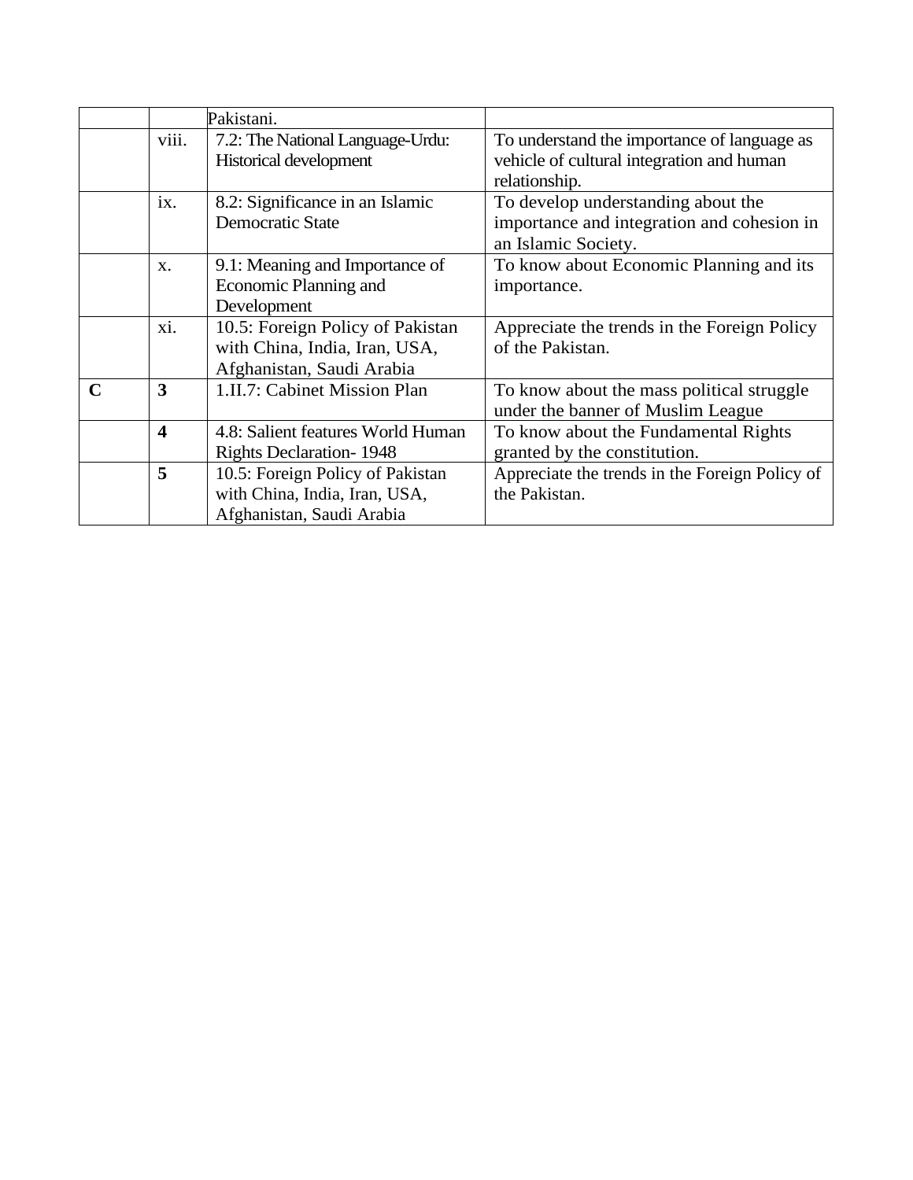| | | | |
|---|---|---|---|
| | | Pakistani. | |
| | viii. | 7.2: The National Language-Urdu: Historical development | To understand the importance of language as vehicle of cultural integration and human relationship. |
| | ix. | 8.2: Significance in an Islamic Democratic State | To develop understanding about the importance and integration and cohesion in an Islamic Society. |
| | x. | 9.1: Meaning and Importance of Economic Planning and Development | To know about Economic Planning and its importance. |
| | xi. | 10.5: Foreign Policy of Pakistan with China, India, Iran, USA, Afghanistan, Saudi Arabia | Appreciate the trends in the Foreign Policy of the Pakistan. |
| **C** | **3** | 1.II.7: Cabinet Mission Plan | To know about the mass political struggle under the banner of Muslim League |
| | **4** | 4.8: Salient features World Human Rights Declaration- 1948 | To know about the Fundamental Rights granted by the constitution. |
| | **5** | 10.5: Foreign Policy of Pakistan with China, India, Iran, USA, Afghanistan, Saudi Arabia | Appreciate the trends in the Foreign Policy of the Pakistan. |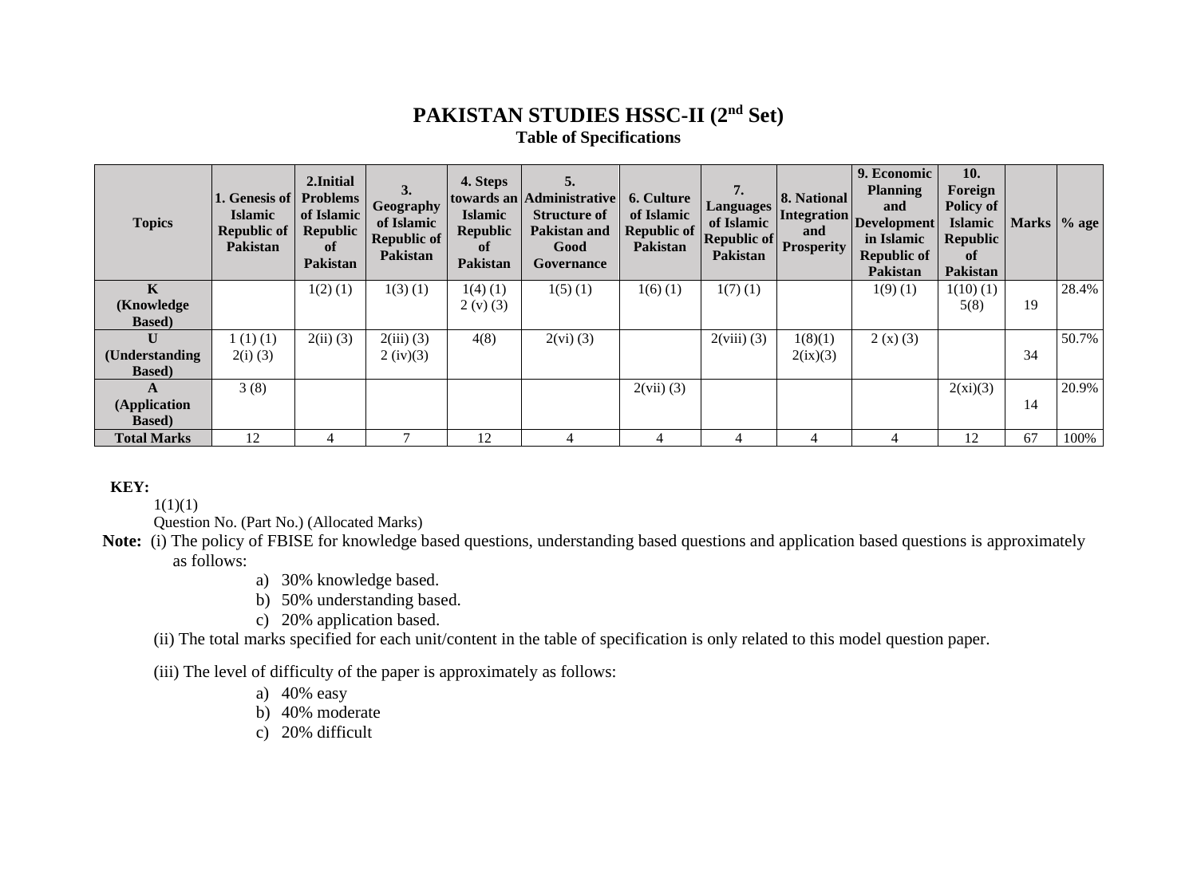# PAKISTAN STUDIES HSSC-II (2nd Set)

### Table of Specifications

| Topics | 1. Genesis of Islamic Republic of Pakistan | 2.Initial Problems of Islamic Republic of Pakistan | 3. Geography of Islamic Republic of Pakistan | 4. Steps towards an Islamic Republic of Pakistan | 5. Administrative Structure of Pakistan and Good Governance | 6. Culture of Islamic Republic of Pakistan | 7. Languages of Islamic Republic of Pakistan | 8. National Integration and Prosperity | 9. Economic Planning and Development in Islamic Republic of Pakistan | 10. Foreign Policy of Islamic Republic of Pakistan | Marks | % age |
|---|---|---|---|---|---|---|---|---|---|---|---|---|
| **K (Knowledge Based)** | | 1(2) (1) | 1(3) (1) | 1(4) (1)<br>2 (v) (3) | 1(5) (1) | 1(6) (1) | 1(7) (1) | | 1(9) (1) | 1(10) (1)<br>5(8) | 19 | 28.4% |
| **U (Understanding Based)** | 1 (1) (1)<br>2(i) (3) | 2(ii) (3) | 2(iii) (3)<br>2 (iv)(3) | 4(8) | 2(vi) (3) | | 2(viii) (3) | 1(8)(1)<br>2(ix)(3) | 2 (x) (3) | | 34 | 50.7% |
| **A (Application Based)** | 3 (8) | | | | | 2(vii) (3) | | | | 2(xi)(3) | 14 | 20.9% |
| **Total Marks** | 12 | 4 | 7 | 12 | 4 | 4 | 4 | 4 | 4 | 12 | 67 | 100% |

**KEY:**

1(1)(1)

Question No. (Part No.) (Allocated Marks)

**Note:** (i) The policy of FBISE for knowledge based questions, understanding based questions and application based questions is approximately as follows:

a) 30% knowledge based.
b) 50% understanding based.
c) 20% application based.

(ii) The total marks specified for each unit/content in the table of specification is only related to this model question paper.

(iii) The level of difficulty of the paper is approximately as follows:

a) 40% easy
b) 40% moderate
c) 20% difficult